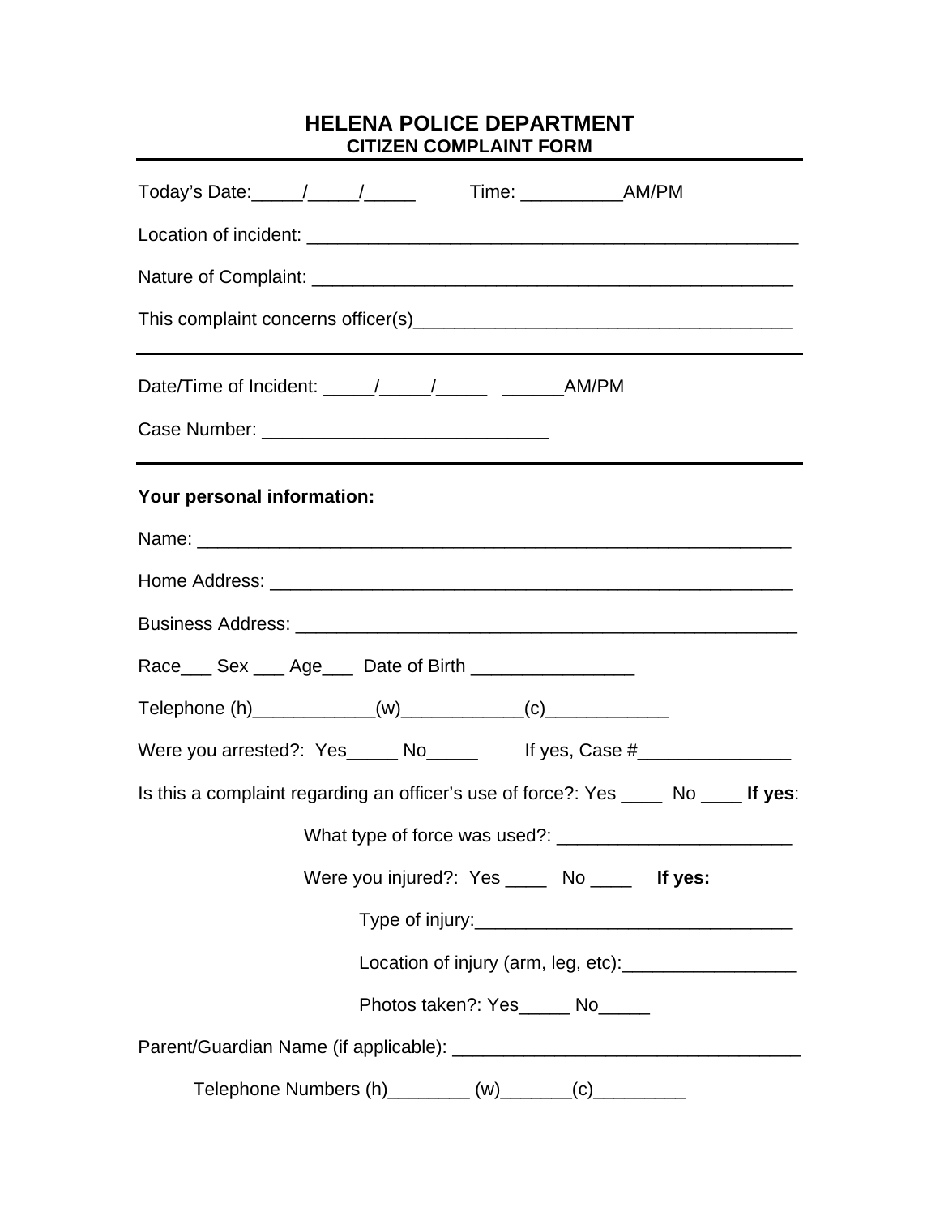# HELENA POLICE DEPARTMENT
## CITIZEN COMPLAINT FORM

---

Today's Date:_____/_____/_____ Time: __________AM/PM

Location of incident: _________________________________________________

Nature of Complaint: _________________________________________________

This complaint concerns officer(s)_____________________________________

---

Date/Time of Incident: _____/_____/_____ ______AM/PM

Case Number: ___________________________

---

**Your personal information:**

Name: ____________________________________________________________

Home Address: ____________________________________________________

Business Address: _________________________________________________

Race___ Sex ___ Age___ Date of Birth ________________

Telephone (h)____________(w)____________(c)____________

Were you arrested?: Yes_____ No_____ If yes, Case #_______________

Is this a complaint regarding an officer's use of force?: Yes ____ No ____ **If yes**:

What type of force was used?: _______________________

Were you injured?: Yes ____ No ____ **If yes:**

Type of injury:_______________________________

Location of injury (arm, leg, etc):_________________

Photos taken?: Yes_____ No_____

Parent/Guardian Name (if applicable): __________________________________

Telephone Numbers (h)________ (w)_______(c)_________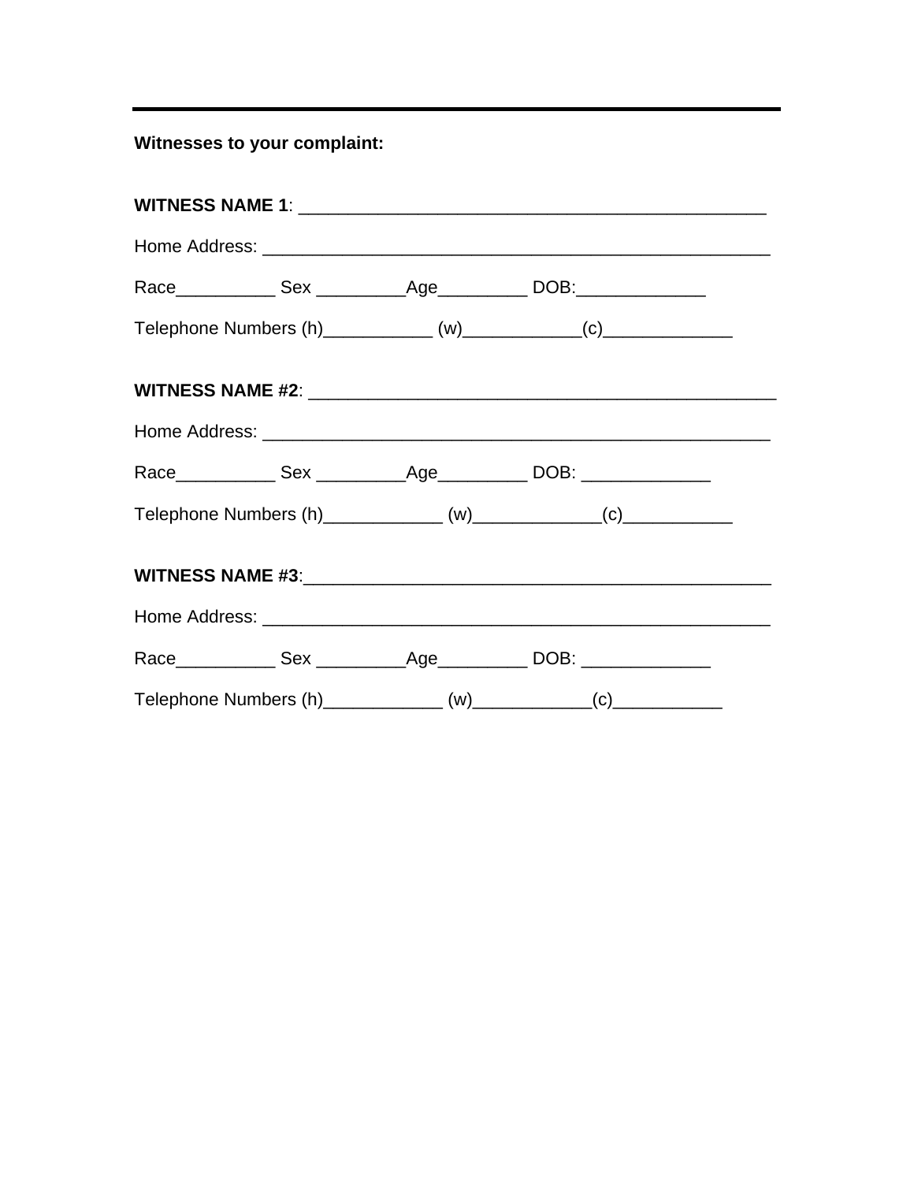---

**Witnesses to your complaint:**

**WITNESS NAME 1**: _______________________________________________

Home Address: ____________________________________________________

Race__________ Sex _________Age_________ DOB:_____________

Telephone Numbers (h)___________ (w)___________(c)_____________

**WITNESS NAME #2**: _______________________________________________

Home Address: ____________________________________________________

Race__________ Sex _________Age_________ DOB: _____________

Telephone Numbers (h)____________ (w)____________(c)___________

**WITNESS NAME #3**:_______________________________________________

Home Address: ____________________________________________________

Race__________ Sex _________Age_________ DOB: _____________

Telephone Numbers (h)____________ (w)___________(c)___________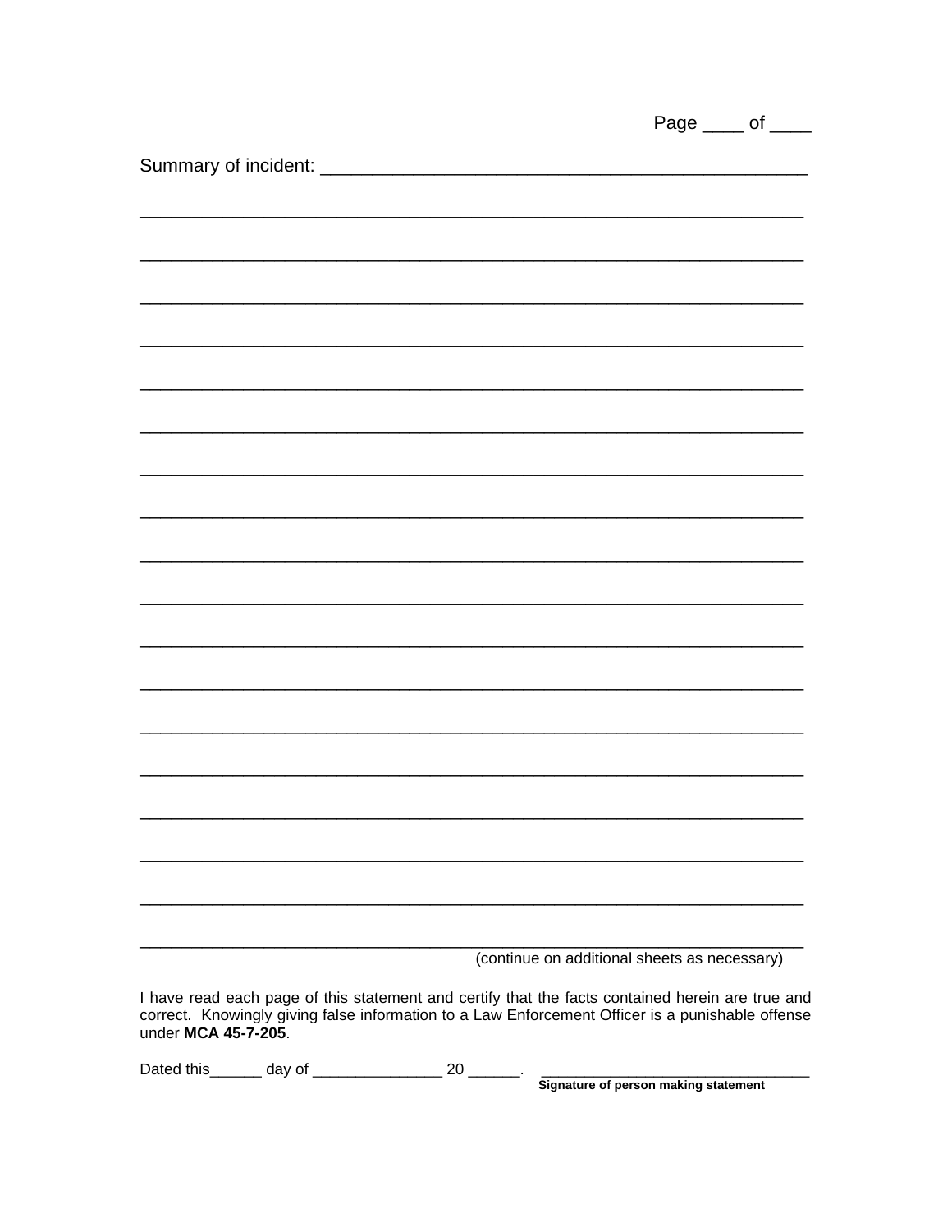Page ____ of ____

Summary of incident: ______________________________________________

__________________________________________________________________

__________________________________________________________________

__________________________________________________________________

__________________________________________________________________

__________________________________________________________________

__________________________________________________________________

__________________________________________________________________

__________________________________________________________________

__________________________________________________________________

__________________________________________________________________

__________________________________________________________________

__________________________________________________________________

__________________________________________________________________

__________________________________________________________________

__________________________________________________________________

__________________________________________________________________

__________________________________________________________________

__________________________________________________________________

(continue on additional sheets as necessary)

I have read each page of this statement and certify that the facts contained herein are true and correct. Knowingly giving false information to a Law Enforcement Officer is a punishable offense under **MCA 45-7-205**.

Dated this______ day of _______________ 20 ______. _______________________________

**Signature of person making statement**